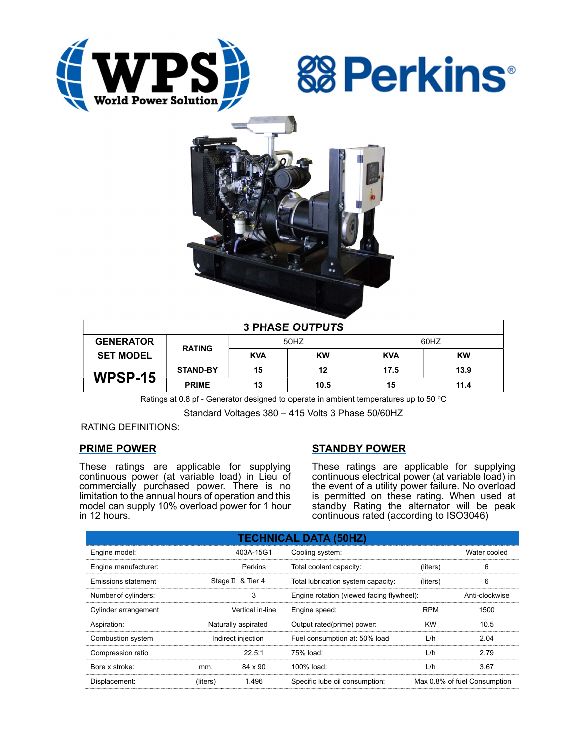| 3 PHASE OUTPUTS | | | | | |
|---|---|---|---|---|---|
| GENERATOR SET MODEL | RATING | 50HZ | | 60HZ | |
| | | KVA | KW | KVA | KW |
| WPSP-15 | STAND-BY | 15 | 12 | 17.5 | 13.9 |
| | PRIME | 13 | 10.5 | 15 | 11.4 |

Ratings at 0.8 pf - Generator designed to operate in ambient temperatures up to 50 ºC

Standard Voltages 380 – 415 Volts 3 Phase 50/60HZ

RATING DEFINITIONS:

## PRIME POWER

These ratings are applicable for supplying continuous power (at variable load) in Lieu of commercially purchased power. There is no limitation to the annual hours of operation and this model can supply 10% overload power for 1 hour in 12 hours.

## STANDBY POWER

These ratings are applicable for supplying continuous electrical power (at variable load) in the event of a utility power failure. No overload is permitted on these rating. When used at standby Rating the alternator will be peak continuous rated (according to ISO3046)

## TECHNICAL DATA (50HZ)

| | | | | | |
|---|---|---|---|---|---|
| Engine model: | | 403A-15G1 | Cooling system: | | Water cooled |
| Engine manufacturer: | | Perkins | Total coolant capacity: | (liters) | 6 |
| Emissions statement | | Stage Ⅱ & Tier 4 | Total lubrication system capacity: | (liters) | 6 |
| Number of cylinders: | | 3 | Engine rotation (viewed facing flywheel): | | Anti-clockwise |
| Cylinder arrangement | | Vertical in-line | Engine speed: | RPM | 1500 |
| Aspiration: | | Naturally aspirated | Output rated(prime) power: | KW | 10.5 |
| Combustion system | | Indirect injection | Fuel consumption at: 50% load | L/h | 2.04 |
| Compression ratio | | 22.5:1 | 75% load: | L/h | 2.79 |
| Bore x stroke: | mm. | 84 x 90 | 100% load: | L/h | 3.67 |
| Displacement: | (liters) | 1.496 | Specific lube oil consumption: | | Max 0.8% of fuel Consumption |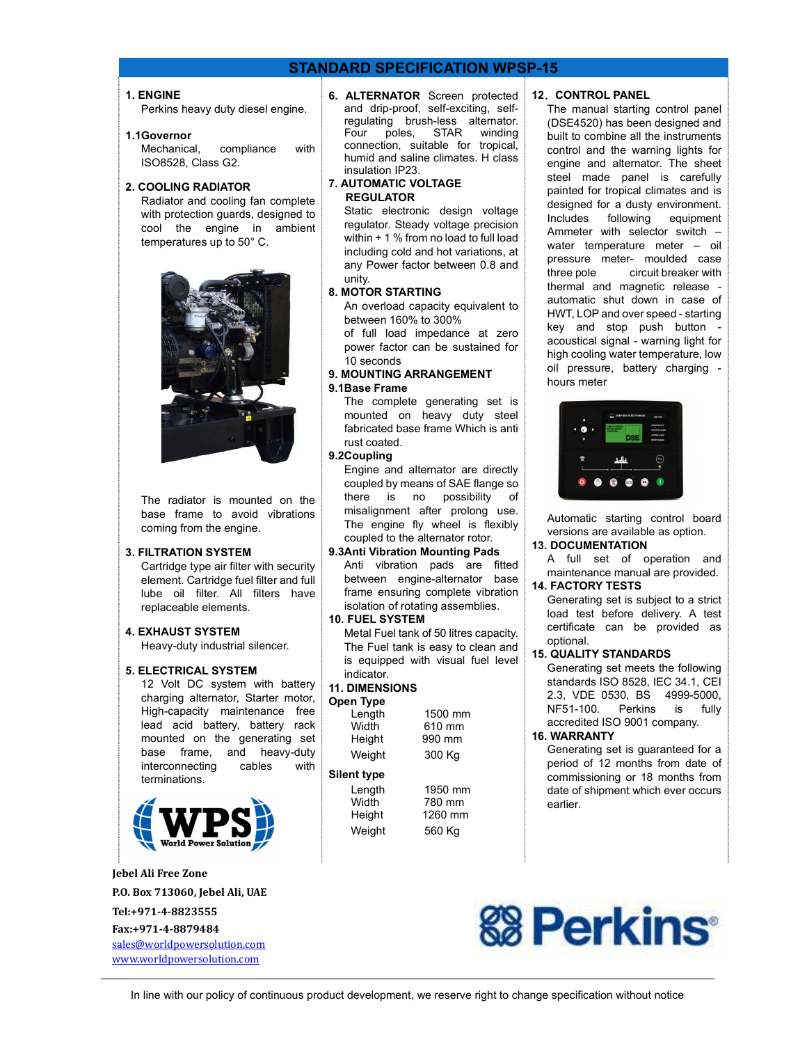# STANDARD SPECIFICATION WPSP-15

## 1. ENGINE

Perkins heavy duty diesel engine.

### 1.1Governor

Mechanical, compliance with ISO8528, Class G2.

## 2. COOLING RADIATOR

Radiator and cooling fan complete with protection guards, designed to cool the engine in ambient temperatures up to 50° C.

The radiator is mounted on the base frame to avoid vibrations coming from the engine.

## 3. FILTRATION SYSTEM

Cartridge type air filter with security element. Cartridge fuel filter and full lube oil filter. All filters have replaceable elements.

## 4. EXHAUST SYSTEM

Heavy-duty industrial silencer.

## 5. ELECTRICAL SYSTEM

12 Volt DC system with battery charging alternator, Starter motor, High-capacity maintenance free lead acid battery, battery rack mounted on the generating set base frame, and heavy-duty interconnecting cables with terminations.

## 6. ALTERNATOR

Screen protected and drip-proof, self-exciting, self-regulating brush-less alternator. Four poles, STAR winding connection, suitable for tropical, humid and saline climates. H class insulation IP23.

## 7. AUTOMATIC VOLTAGE REGULATOR

Static electronic design voltage regulator. Steady voltage precision within + 1 % from no load to full load including cold and hot variations, at any Power factor between 0.8 and unity.

## 8. MOTOR STARTING

An overload capacity equivalent to between 160% to 300% of full load impedance at zero power factor can be sustained for 10 seconds

## 9. MOUNTING ARRANGEMENT

### 9.1Base Frame

The complete generating set is mounted on heavy duty steel fabricated base frame Which is anti rust coated.

### 9.2Coupling

Engine and alternator are directly coupled by means of SAE flange so there is no possibility of misalignment after prolong use. The engine fly wheel is flexibly coupled to the alternator rotor.

### 9.3Anti Vibration Mounting Pads

Anti vibration pads are fitted between engine-alternator base frame ensuring complete vibration isolation of rotating assemblies.

## 10. FUEL SYSTEM

Metal Fuel tank of 50 litres capacity. The Fuel tank is easy to clean and is equipped with visual fuel level indicator.

## 11. DIMENSIONS

**Open Type**

| | |
|---|---|
| Length | 1500 mm |
| Width | 610 mm |
| Height | 990 mm |
| Weight | 300 Kg |

**Silent type**

| | |
|---|---|
| Length | 1950 mm |
| Width | 780 mm |
| Height | 1260 mm |
| Weight | 560 Kg |

## 12. CONTROL PANEL

The manual starting control panel (DSE4520) has been designed and built to combine all the instruments control and the warning lights for engine and alternator. The sheet steel made panel is carefully painted for tropical climates and is designed for a dusty environment. Includes following equipment Ammeter with selector switch – water temperature meter – oil pressure meter- moulded case three pole circuit breaker with thermal and magnetic release - automatic shut down in case of HWT, LOP and over speed - starting key and stop push button - acoustical signal - warning light for high cooling water temperature, low oil pressure, battery charging - hours meter

Automatic starting control board versions are available as option.

## 13. DOCUMENTATION

A full set of operation and maintenance manual are provided.

## 14. FACTORY TESTS

Generating set is subject to a strict load test before delivery. A test certificate can be provided as optional.

## 15. QUALITY STANDARDS

Generating set meets the following standards ISO 8528, IEC 34.1, CEI 2.3, VDE 0530, BS 4999-5000, NF51-100. Perkins is fully accredited ISO 9001 company.

## 16. WARRANTY

Generating set is guaranteed for a period of 12 months from date of commissioning or 18 months from date of shipment which ever occurs earlier.

WPS World Power Solution

**Jebel Ali Free Zone**
**P.O. Box 713060, Jebel Ali, UAE**
**Tel:+971-4-8823555**
**Fax:+971-4-8879484**
sales@worldpowersolution.com
www.worldpowersolution.com

Perkins

In line with our policy of continuous product development, we reserve right to change specification without notice